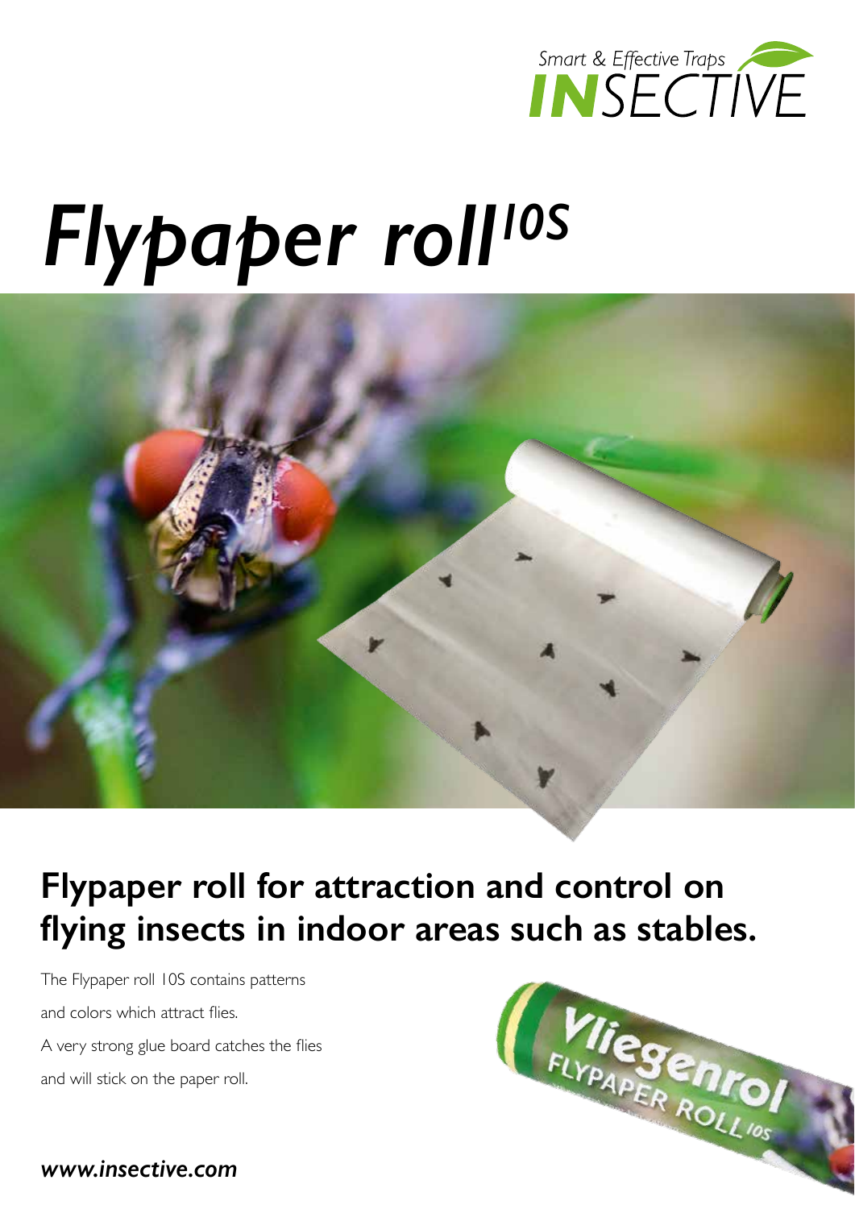Smart & Effective Traps

**INSECTIVE**

# *Flypaper roll[10S]*

## Flypaper roll for attraction and control on flying insects in indoor areas such as stables.

The Flypaper roll 10S contains patterns and colors which attract flies.

A very strong glue board catches the flies and will stick on the paper roll.

***www.insective.com***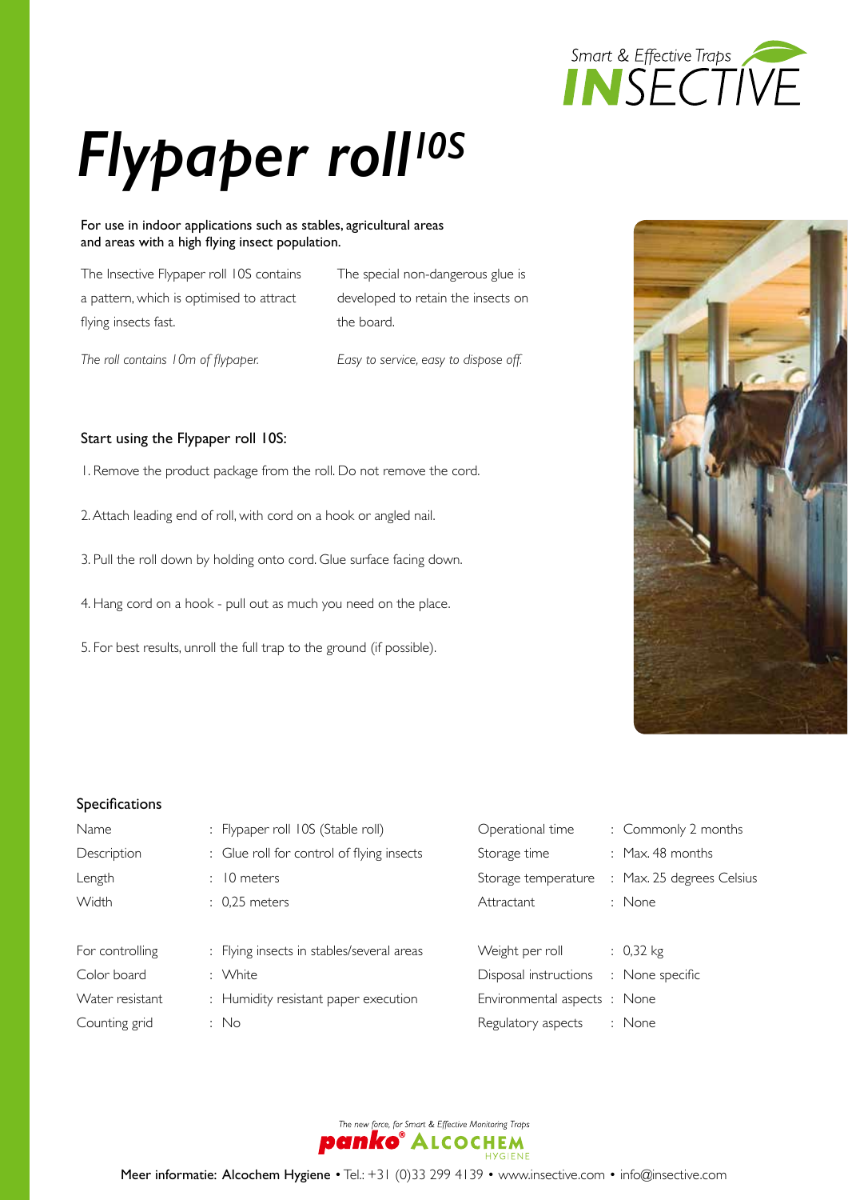Smart & Effective Traps
INSECTIVE

# *Flypaper roll[10S]*

For use in indoor applications such as stables, agricultural areas and areas with a high flying insect population.

The Insective Flypaper roll 10S contains a pattern, which is optimised to attract flying insects fast.

*The roll contains 10m of flypaper.*

The special non-dangerous glue is developed to retain the insects on the board.

*Easy to service, easy to dispose off.*

## Start using the Flypaper roll 10S:

1. Remove the product package from the roll. Do not remove the cord.
2. Attach leading end of roll, with cord on a hook or angled nail.
3. Pull the roll down by holding onto cord. Glue surface facing down.
4. Hang cord on a hook - pull out as much you need on the place.
5. For best results, unroll the full trap to the ground (if possible).

## Specifications

| | | | |
|---|---|---|---|
| Name | : Flypaper roll 10S (Stable roll) | Operational time | : Commonly 2 months |
| Description | : Glue roll for control of flying insects | Storage time | : Max. 48 months |
| Length | : 10 meters | Storage temperature | : Max. 25 degrees Celsius |
| Width | : 0,25 meters | Attractant | : None |
| For controlling | : Flying insects in stables/several areas | Weight per roll | : 0,32 kg |
| Color board | : White | Disposal instructions | : None specific |
| Water resistant | : Humidity resistant paper execution | Environmental aspects | : None |
| Counting grid | : No | Regulatory aspects | : None |

The new force, for Smart & Effective Monitoring Traps
panko® ALCOCHEM HYGIENE

Meer informatie: Alcochem Hygiene • Tel.: +31 (0)33 299 4139 • www.insective.com • info@insective.com